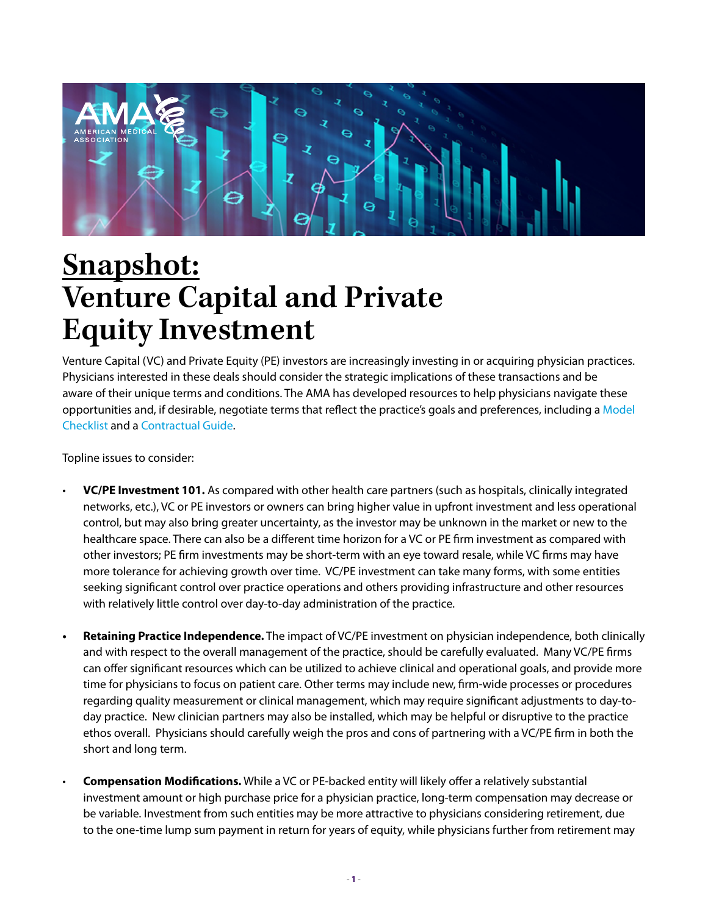# Snapshot: Venture Capital and Private Equity Investment

Venture Capital (VC) and Private Equity (PE) investors are increasingly investing in or acquiring physician practices. Physicians interested in these deals should consider the strategic implications of these transactions and be aware of their unique terms and conditions. The AMA has developed resources to help physicians navigate these opportunities and, if desirable, negotiate terms that reflect the practice's goals and preferences, including a Model Checklist and a Contractual Guide.

Topline issues to consider:

- **VC/PE Investment 101.** As compared with other health care partners (such as hospitals, clinically integrated networks, etc.), VC or PE investors or owners can bring higher value in upfront investment and less operational control, but may also bring greater uncertainty, as the investor may be unknown in the market or new to the healthcare space. There can also be a different time horizon for a VC or PE firm investment as compared with other investors; PE firm investments may be short-term with an eye toward resale, while VC firms may have more tolerance for achieving growth over time. VC/PE investment can take many forms, with some entities seeking significant control over practice operations and others providing infrastructure and other resources with relatively little control over day-to-day administration of the practice.

- **Retaining Practice Independence.** The impact of VC/PE investment on physician independence, both clinically and with respect to the overall management of the practice, should be carefully evaluated. Many VC/PE firms can offer significant resources which can be utilized to achieve clinical and operational goals, and provide more time for physicians to focus on patient care. Other terms may include new, firm-wide processes or procedures regarding quality measurement or clinical management, which may require significant adjustments to day-to-day practice. New clinician partners may also be installed, which may be helpful or disruptive to the practice ethos overall. Physicians should carefully weigh the pros and cons of partnering with a VC/PE firm in both the short and long term.

- **Compensation Modifications.** While a VC or PE-backed entity will likely offer a relatively substantial investment amount or high purchase price for a physician practice, long-term compensation may decrease or be variable. Investment from such entities may be more attractive to physicians considering retirement, due to the one-time lump sum payment in return for years of equity, while physicians further from retirement may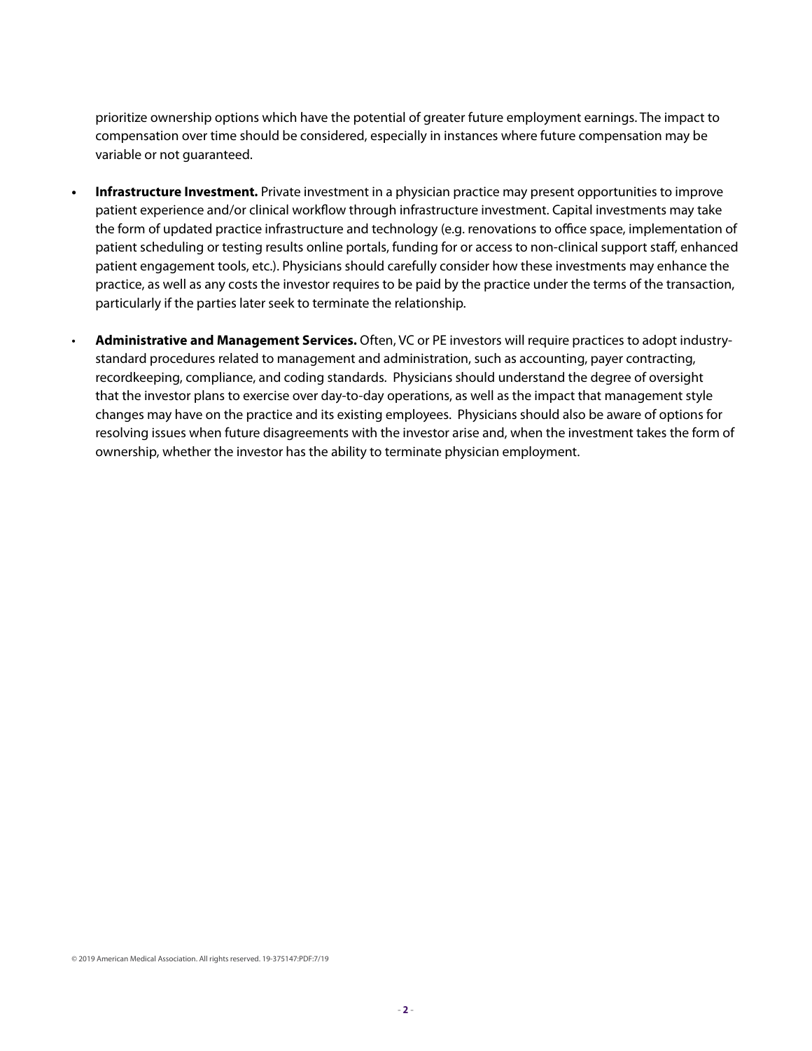prioritize ownership options which have the potential of greater future employment earnings. The impact to compensation over time should be considered, especially in instances where future compensation may be variable or not guaranteed.

- **Infrastructure Investment.** Private investment in a physician practice may present opportunities to improve patient experience and/or clinical workflow through infrastructure investment. Capital investments may take the form of updated practice infrastructure and technology (e.g. renovations to office space, implementation of patient scheduling or testing results online portals, funding for or access to non-clinical support staff, enhanced patient engagement tools, etc.). Physicians should carefully consider how these investments may enhance the practice, as well as any costs the investor requires to be paid by the practice under the terms of the transaction, particularly if the parties later seek to terminate the relationship.

- **Administrative and Management Services.** Often, VC or PE investors will require practices to adopt industry-standard procedures related to management and administration, such as accounting, payer contracting, recordkeeping, compliance, and coding standards. Physicians should understand the degree of oversight that the investor plans to exercise over day-to-day operations, as well as the impact that management style changes may have on the practice and its existing employees. Physicians should also be aware of options for resolving issues when future disagreements with the investor arise and, when the investment takes the form of ownership, whether the investor has the ability to terminate physician employment.

© 2019 American Medical Association. All rights reserved. 19-375147:PDF:7/19